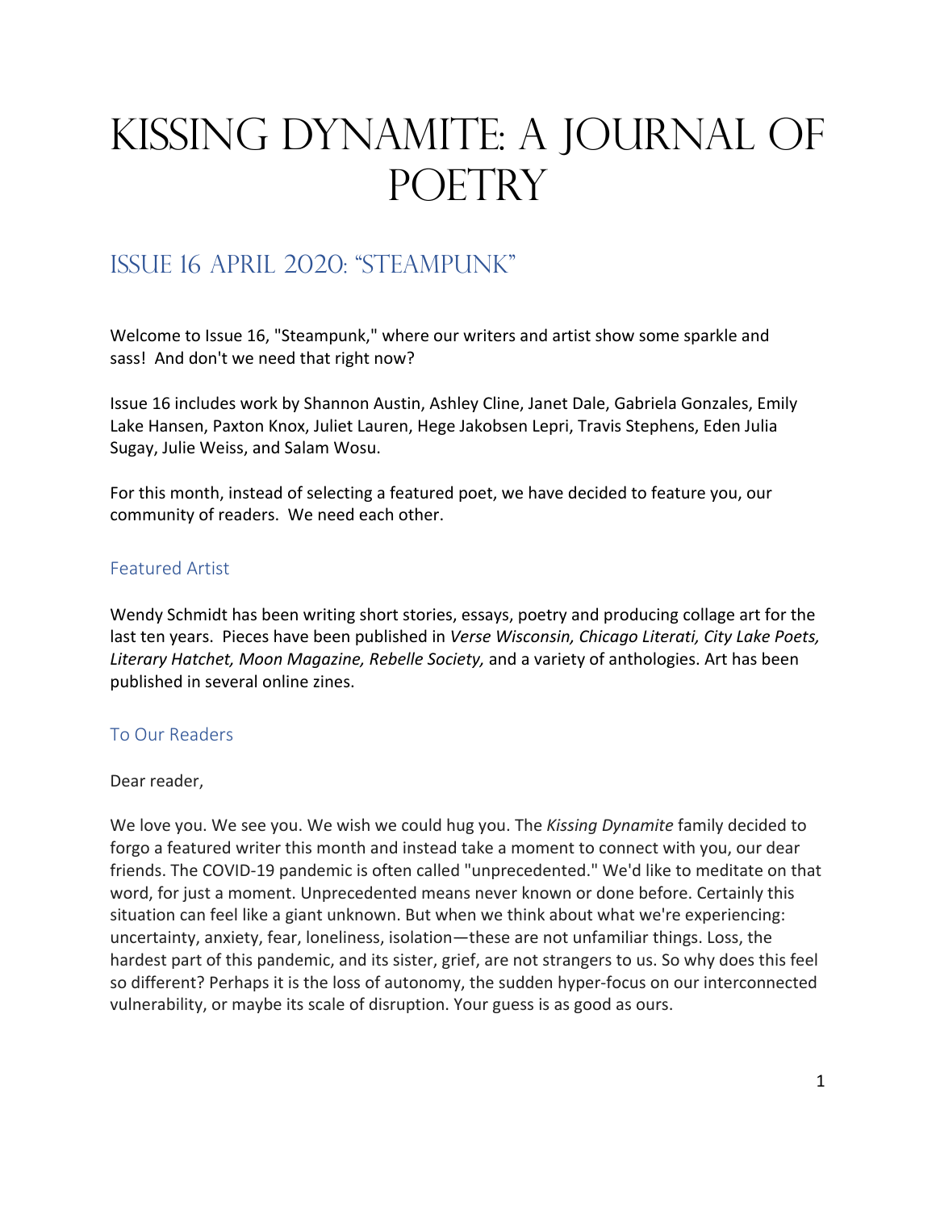# Kissing Dynamite: A Journal of Poetry

## Issue 16 April 2020: "Steampunk"

Welcome to Issue 16, "Steampunk," where our writers and artist show some sparkle and sass! And don't we need that right now?

Issue 16 includes work by Shannon Austin, Ashley Cline, Janet Dale, Gabriela Gonzales, Emily Lake Hansen, Paxton Knox, Juliet Lauren, Hege Jakobsen Lepri, Travis Stephens, Eden Julia Sugay, Julie Weiss, and Salam Wosu.

For this month, instead of selecting a featured poet, we have decided to feature you, our community of readers. We need each other.

### Featured Artist

Wendy Schmidt has been writing short stories, essays, poetry and producing collage art for the last ten years. Pieces have been published in *Verse Wisconsin, Chicago Literati, City Lake Poets, Literary Hatchet, Moon Magazine, Rebelle Society,* and a variety of anthologies. Art has been published in several online zines.

### To Our Readers

Dear reader,

We love you. We see you. We wish we could hug you. The *Kissing Dynamite* family decided to forgo a featured writer this month and instead take a moment to connect with you, our dear friends. The COVID-19 pandemic is often called "unprecedented." We'd like to meditate on that word, for just a moment. Unprecedented means never known or done before. Certainly this situation can feel like a giant unknown. But when we think about what we're experiencing: uncertainty, anxiety, fear, loneliness, isolation—these are not unfamiliar things. Loss, the hardest part of this pandemic, and its sister, grief, are not strangers to us. So why does this feel so different? Perhaps it is the loss of autonomy, the sudden hyper-focus on our interconnected vulnerability, or maybe its scale of disruption. Your guess is as good as ours.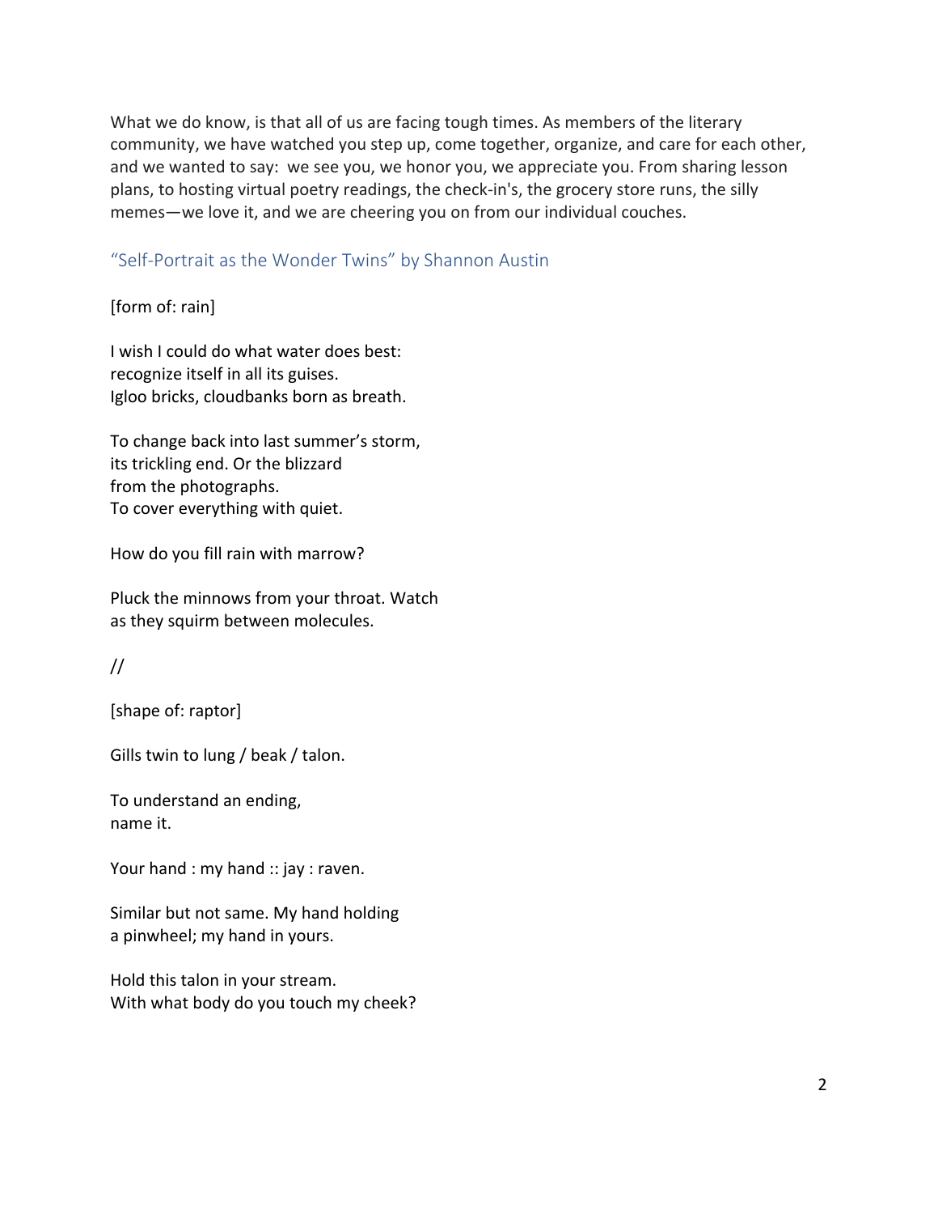What we do know, is that all of us are facing tough times. As members of the literary community, we have watched you step up, come together, organize, and care for each other, and we wanted to say:  we see you, we honor you, we appreciate you. From sharing lesson plans, to hosting virtual poetry readings, the check-in's, the grocery store runs, the silly memes—we love it, and we are cheering you on from our individual couches.

## "Self-Portrait as the Wonder Twins" by Shannon Austin

[form of: rain]

I wish I could do what water does best:  
recognize itself in all its guises.  
Igloo bricks, cloudbanks born as breath.

To change back into last summer's storm,  
its trickling end. Or the blizzard  
from the photographs.  
To cover everything with quiet.

How do you fill rain with marrow?

Pluck the minnows from your throat. Watch  
as they squirm between molecules.

//

[shape of: raptor]

Gills twin to lung / beak / talon.

To understand an ending,  
name it.

Your hand : my hand :: jay : raven.

Similar but not same. My hand holding  
a pinwheel; my hand in yours.

Hold this talon in your stream.  
With what body do you touch my cheek?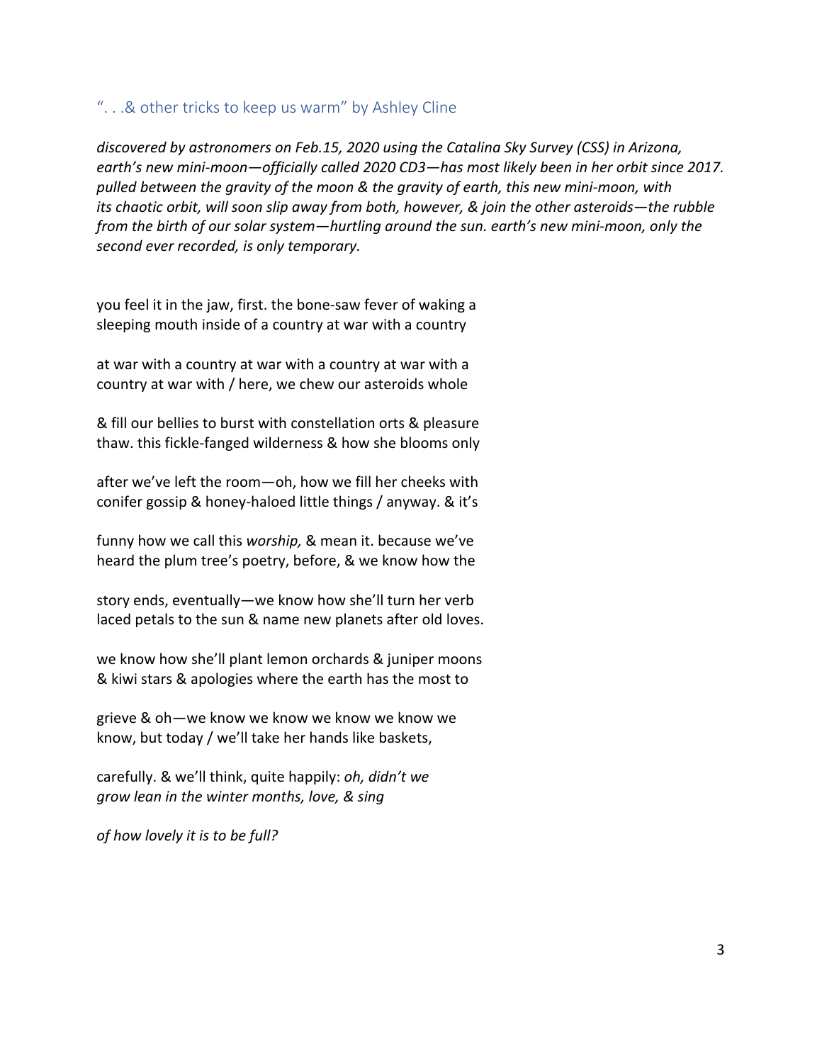## “. . .& other tricks to keep us warm” by Ashley Cline

*discovered by astronomers on Feb.15, 2020 using the Catalina Sky Survey (CSS) in Arizona, earth’s new mini-moon—officially called 2020 CD3—has most likely been in her orbit since 2017. pulled between the gravity of the moon & the gravity of earth, this new mini-moon, with its chaotic orbit, will soon slip away from both, however, & join the other asteroids—the rubble from the birth of our solar system—hurtling around the sun. earth’s new mini-moon, only the second ever recorded, is only temporary.*

you feel it in the jaw, first. the bone-saw fever of waking a  
sleeping mouth inside of a country at war with a country

at war with a country at war with a country at war with a  
country at war with / here, we chew our asteroids whole

& fill our bellies to burst with constellation orts & pleasure  
thaw. this fickle-fanged wilderness & how she blooms only

after we’ve left the room—oh, how we fill her cheeks with  
conifer gossip & honey-haloed little things / anyway. & it’s

funny how we call this *worship,* & mean it. because we’ve  
heard the plum tree’s poetry, before, & we know how the

story ends, eventually—we know how she’ll turn her verb  
laced petals to the sun & name new planets after old loves.

we know how she’ll plant lemon orchards & juniper moons  
& kiwi stars & apologies where the earth has the most to

grieve & oh—we know we know we know we know we  
know, but today / we’ll take her hands like baskets,

carefully. & we’ll think, quite happily: *oh, didn’t we*  
*grow lean in the winter months, love, & sing*

*of how lovely it is to be full?*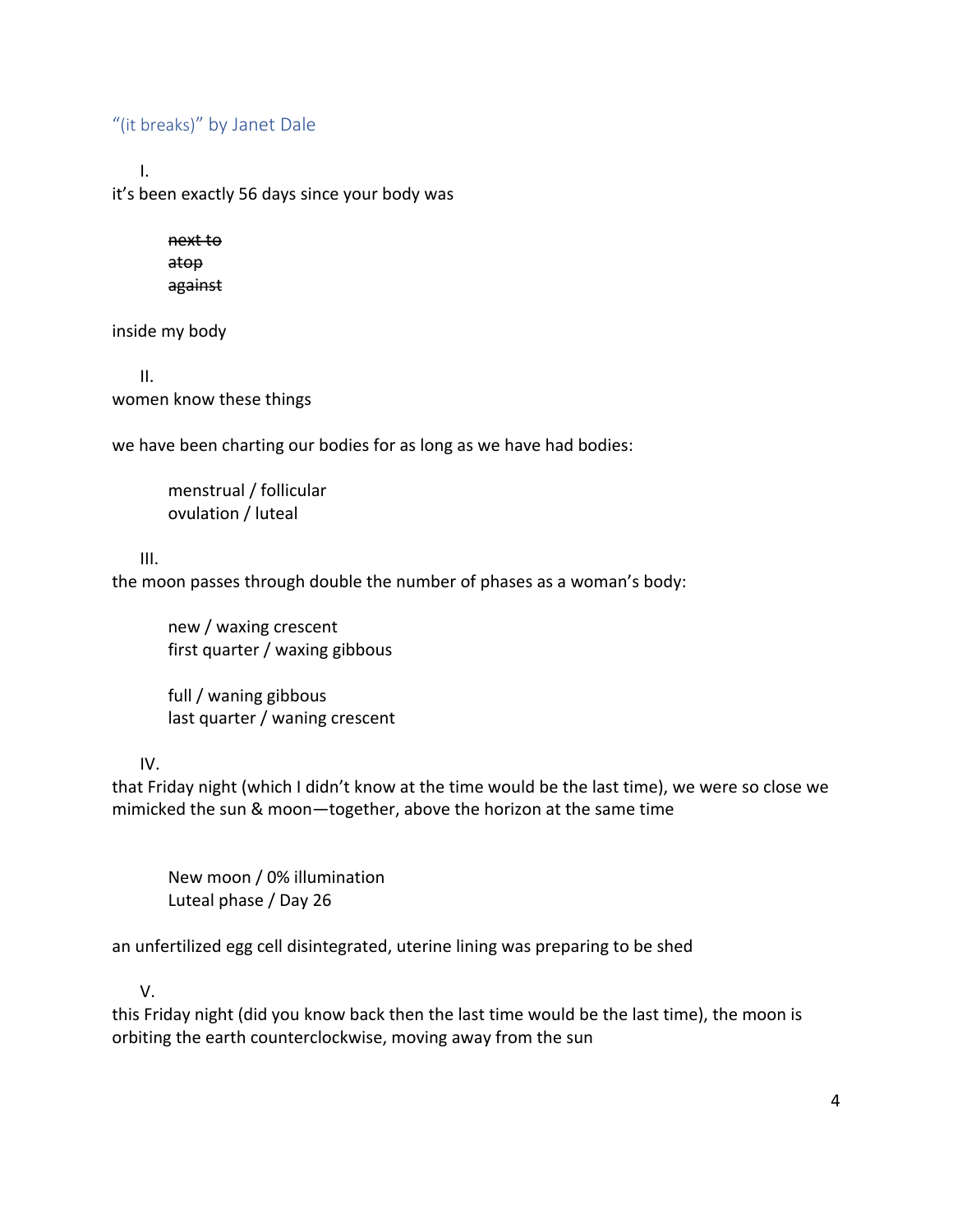## "(it breaks)" by Janet Dale

I.

it's been exactly 56 days since your body was

> ~~next to~~
> ~~atop~~
> ~~against~~

inside my body

II.

women know these things

we have been charting our bodies for as long as we have had bodies:

> menstrual / follicular
> ovulation / luteal

III.

the moon passes through double the number of phases as a woman's body:

> new / waxing crescent
> first quarter / waxing gibbous
>
> full / waning gibbous
> last quarter / waning crescent

IV.

that Friday night (which I didn't know at the time would be the last time), we were so close we mimicked the sun & moon—together, above the horizon at the same time

> New moon / 0% illumination
> Luteal phase / Day 26

an unfertilized egg cell disintegrated, uterine lining was preparing to be shed

V.

this Friday night (did you know back then the last time would be the last time), the moon is orbiting the earth counterclockwise, moving away from the sun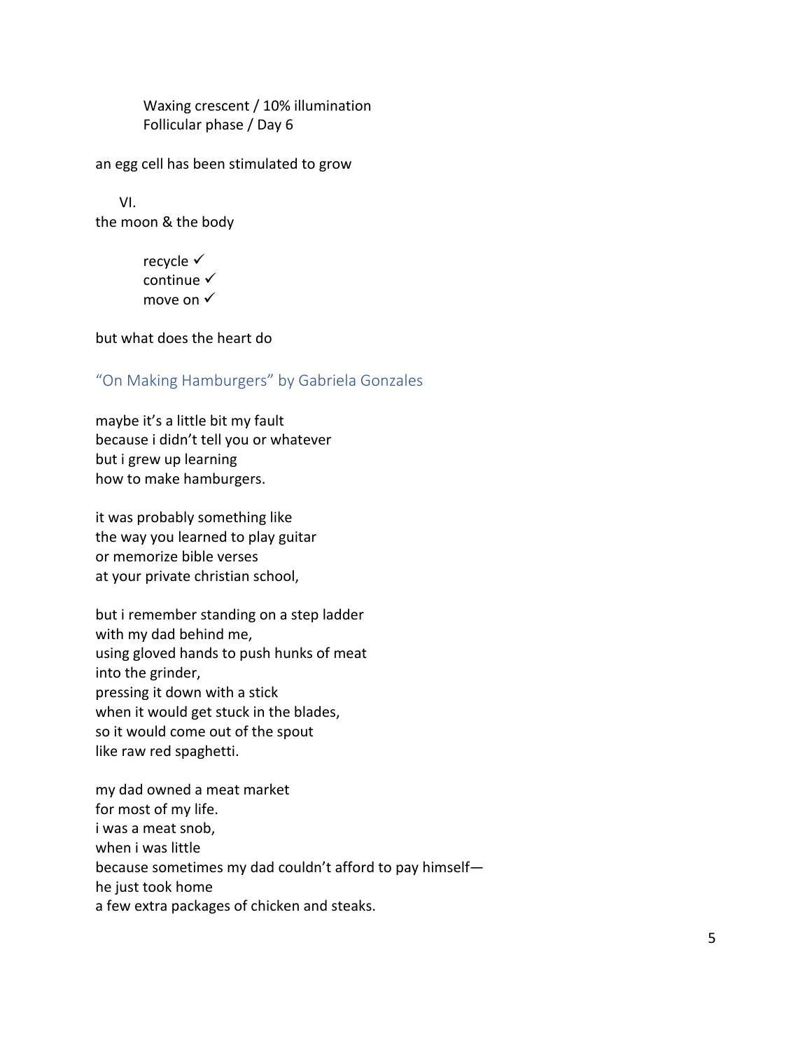Waxing crescent / 10% illumination  
Follicular phase / Day 6

an egg cell has been stimulated to grow

VI.  
the moon & the body

recycle ✓  
continue ✓  
move on ✓

but what does the heart do

## "On Making Hamburgers" by Gabriela Gonzales

maybe it's a little bit my fault  
because i didn't tell you or whatever  
but i grew up learning  
how to make hamburgers.

it was probably something like  
the way you learned to play guitar  
or memorize bible verses  
at your private christian school,

but i remember standing on a step ladder  
with my dad behind me,  
using gloved hands to push hunks of meat  
into the grinder,  
pressing it down with a stick  
when it would get stuck in the blades,  
so it would come out of the spout  
like raw red spaghetti.

my dad owned a meat market  
for most of my life.  
i was a meat snob,  
when i was little  
because sometimes my dad couldn't afford to pay himself—  
he just took home  
a few extra packages of chicken and steaks.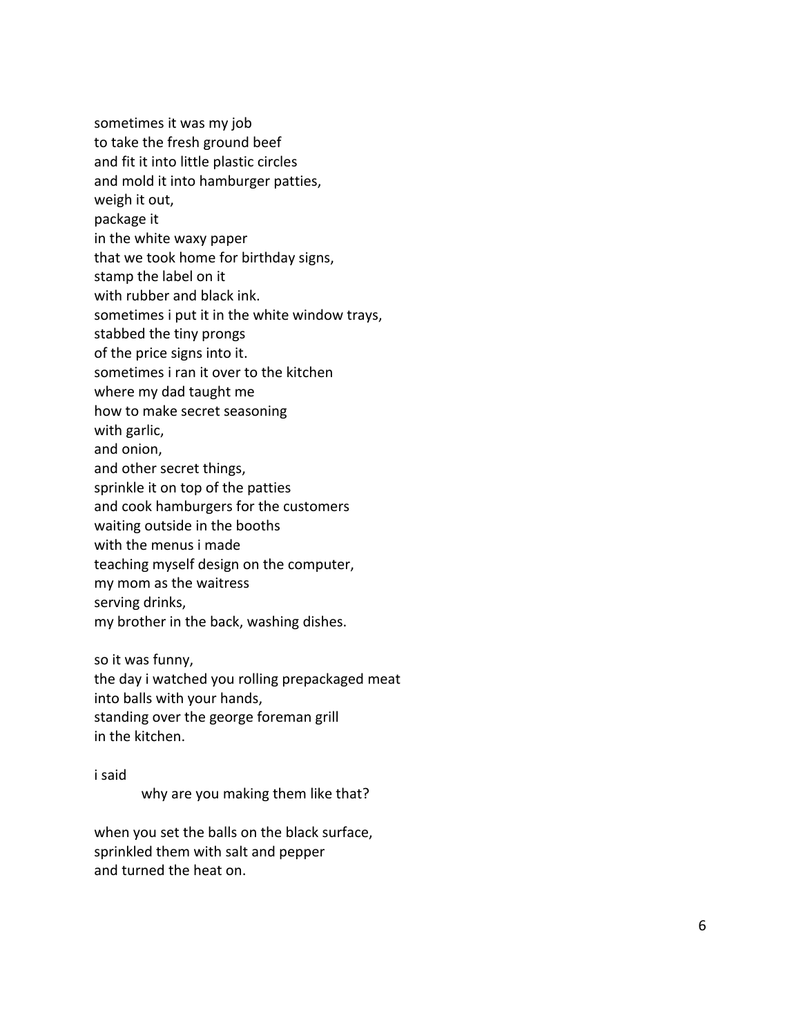sometimes it was my job  
to take the fresh ground beef  
and fit it into little plastic circles  
and mold it into hamburger patties,  
weigh it out,  
package it  
in the white waxy paper  
that we took home for birthday signs,  
stamp the label on it  
with rubber and black ink.  
sometimes i put it in the white window trays,  
stabbed the tiny prongs  
of the price signs into it.  
sometimes i ran it over to the kitchen  
where my dad taught me  
how to make secret seasoning  
with garlic,  
and onion,  
and other secret things,  
sprinkle it on top of the patties  
and cook hamburgers for the customers  
waiting outside in the booths  
with the menus i made  
teaching myself design on the computer,  
my mom as the waitress  
serving drinks,  
my brother in the back, washing dishes.

so it was funny,  
the day i watched you rolling prepackaged meat  
into balls with your hands,  
standing over the george foreman grill  
in the kitchen.

i said

> why are you making them like that?

when you set the balls on the black surface,  
sprinkled them with salt and pepper  
and turned the heat on.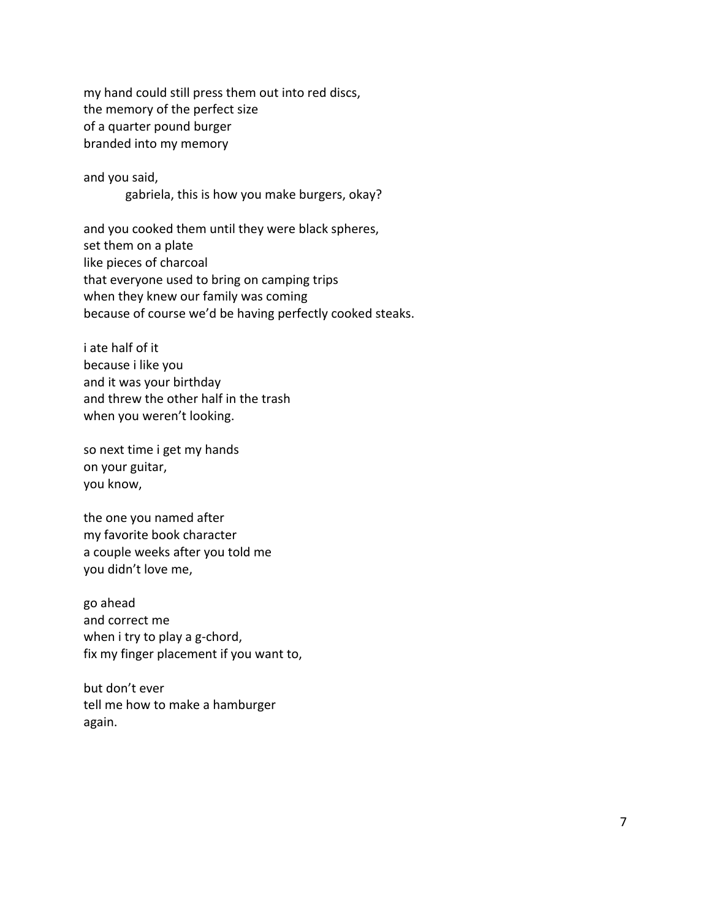my hand could still press them out into red discs,  
the memory of the perfect size  
of a quarter pound burger  
branded into my memory

and you said,  
&nbsp;&nbsp;&nbsp;&nbsp;&nbsp;&nbsp;&nbsp;&nbsp;gabriela, this is how you make burgers, okay?

and you cooked them until they were black spheres,  
set them on a plate  
like pieces of charcoal  
that everyone used to bring on camping trips  
when they knew our family was coming  
because of course we'd be having perfectly cooked steaks.

i ate half of it  
because i like you  
and it was your birthday  
and threw the other half in the trash  
when you weren't looking.

so next time i get my hands  
on your guitar,  
you know,

the one you named after  
my favorite book character  
a couple weeks after you told me  
you didn't love me,

go ahead  
and correct me  
when i try to play a g-chord,  
fix my finger placement if you want to,

but don't ever  
tell me how to make a hamburger  
again.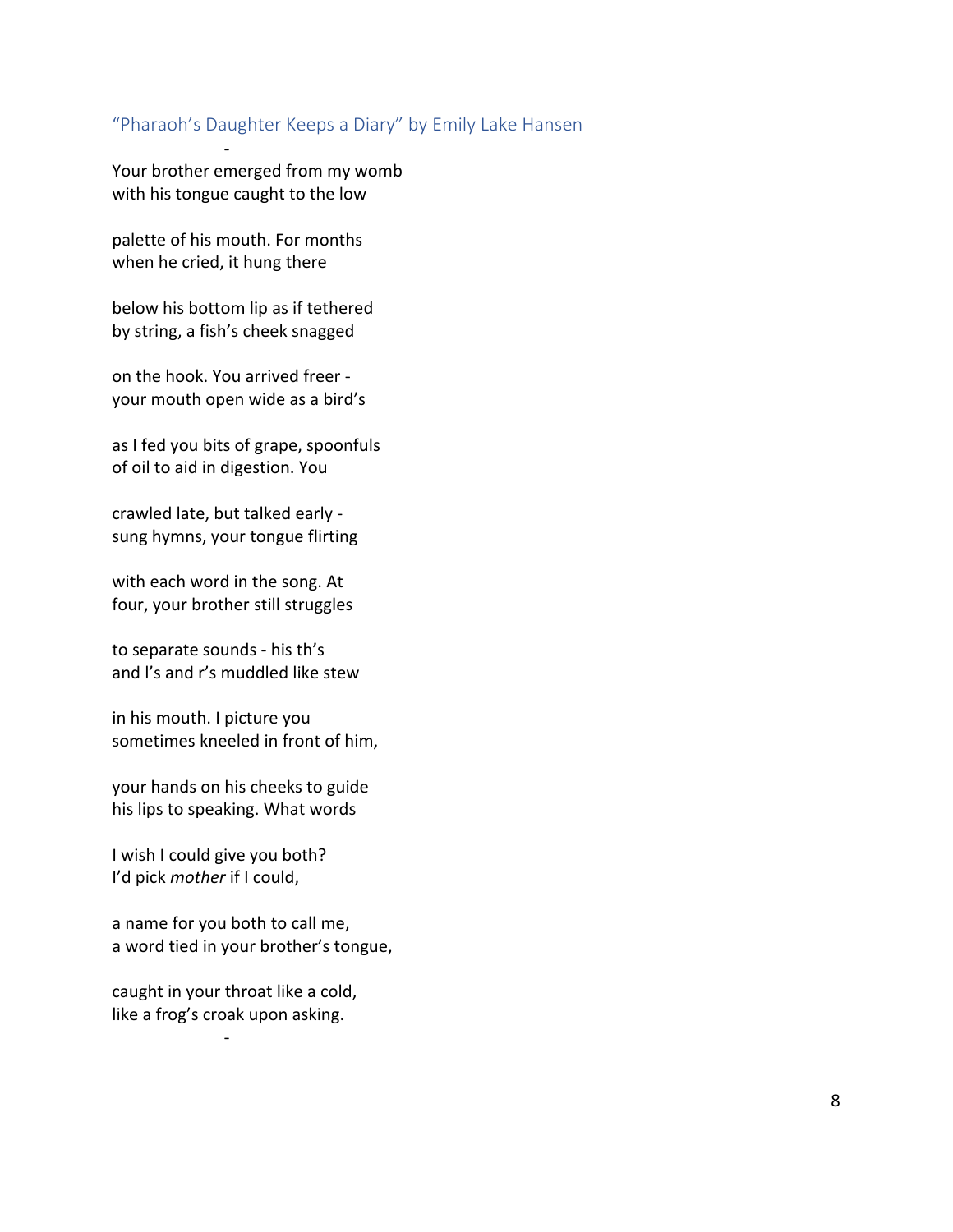## "Pharaoh's Daughter Keeps a Diary" by Emily Lake Hansen

-

Your brother emerged from my womb
with his tongue caught to the low

palette of his mouth. For months
when he cried, it hung there

below his bottom lip as if tethered
by string, a fish's cheek snagged

on the hook. You arrived freer -
your mouth open wide as a bird's

as I fed you bits of grape, spoonfuls
of oil to aid in digestion. You

crawled late, but talked early -
sung hymns, your tongue flirting

with each word in the song. At
four, your brother still struggles

to separate sounds - his th's
and l's and r's muddled like stew

in his mouth. I picture you
sometimes kneeled in front of him,

your hands on his cheeks to guide
his lips to speaking. What words

I wish I could give you both?
I'd pick *mother* if I could,

a name for you both to call me,
a word tied in your brother's tongue,

caught in your throat like a cold,
like a frog's croak upon asking.

-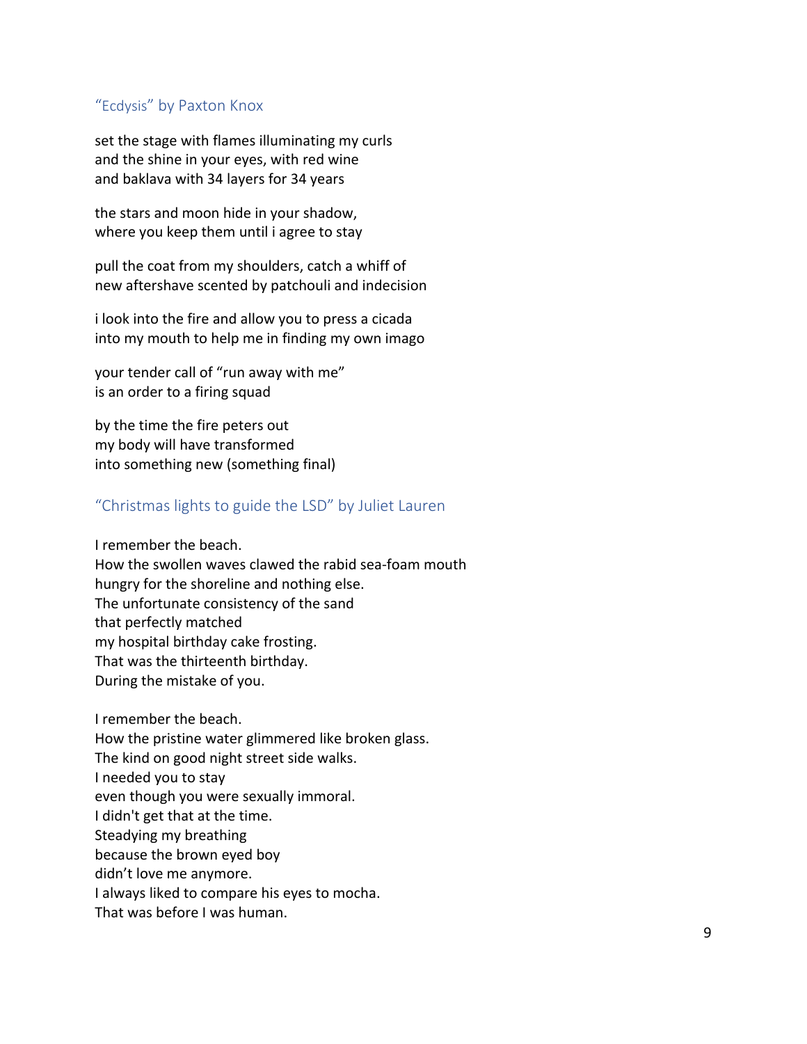### "Ecdysis" by Paxton Knox

set the stage with flames illuminating my curls
and the shine in your eyes, with red wine
and baklava with 34 layers for 34 years

the stars and moon hide in your shadow,
where you keep them until i agree to stay

pull the coat from my shoulders, catch a whiff of
new aftershave scented by patchouli and indecision

i look into the fire and allow you to press a cicada
into my mouth to help me in finding my own imago

your tender call of "run away with me"
is an order to a firing squad

by the time the fire peters out
my body will have transformed
into something new (something final)

### "Christmas lights to guide the LSD" by Juliet Lauren

I remember the beach.
How the swollen waves clawed the rabid sea-foam mouth
hungry for the shoreline and nothing else.
The unfortunate consistency of the sand
that perfectly matched
my hospital birthday cake frosting.
That was the thirteenth birthday.
During the mistake of you.

I remember the beach.
How the pristine water glimmered like broken glass.
The kind on good night street side walks.
I needed you to stay
even though you were sexually immoral.
I didn't get that at the time.
Steadying my breathing
because the brown eyed boy
didn't love me anymore.
I always liked to compare his eyes to mocha.
That was before I was human.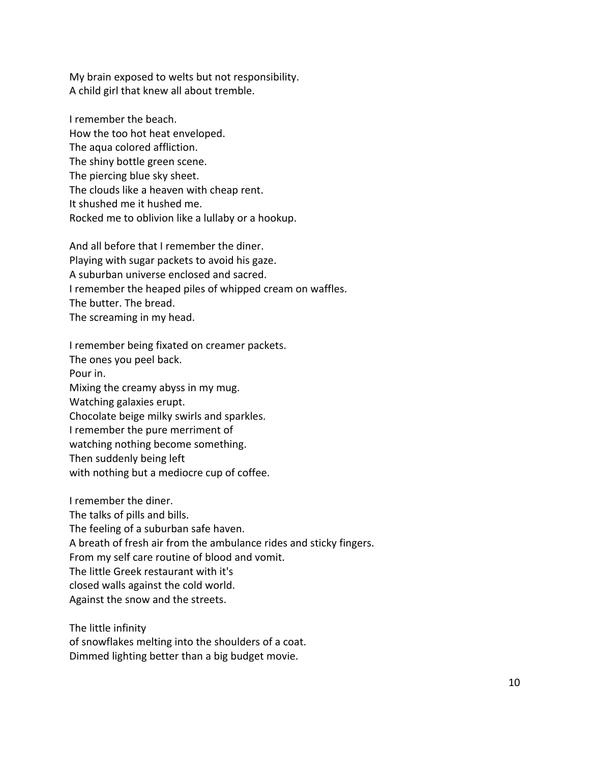My brain exposed to welts but not responsibility.
A child girl that knew all about tremble.

I remember the beach.
How the too hot heat enveloped.
The aqua colored affliction.
The shiny bottle green scene.
The piercing blue sky sheet.
The clouds like a heaven with cheap rent.
It shushed me it hushed me.
Rocked me to oblivion like a lullaby or a hookup.

And all before that I remember the diner.
Playing with sugar packets to avoid his gaze.
A suburban universe enclosed and sacred.
I remember the heaped piles of whipped cream on waffles.
The butter. The bread.
The screaming in my head.

I remember being fixated on creamer packets.
The ones you peel back.
Pour in.
Mixing the creamy abyss in my mug.
Watching galaxies erupt.
Chocolate beige milky swirls and sparkles.
I remember the pure merriment of
watching nothing become something.
Then suddenly being left
with nothing but a mediocre cup of coffee.

I remember the diner.
The talks of pills and bills.
The feeling of a suburban safe haven.
A breath of fresh air from the ambulance rides and sticky fingers.
From my self care routine of blood and vomit.
The little Greek restaurant with it's
closed walls against the cold world.
Against the snow and the streets.

The little infinity
of snowflakes melting into the shoulders of a coat.
Dimmed lighting better than a big budget movie.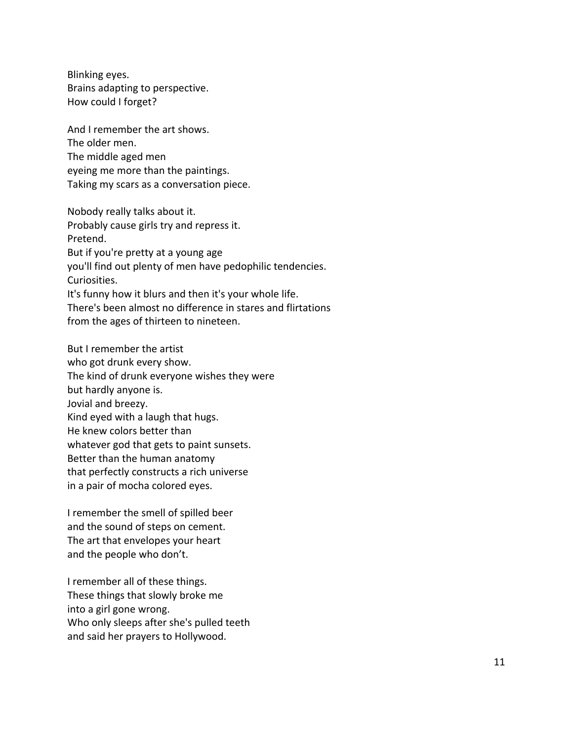Blinking eyes.
Brains adapting to perspective.
How could I forget?

And I remember the art shows.
The older men.
The middle aged men
eyeing me more than the paintings.
Taking my scars as a conversation piece.

Nobody really talks about it.
Probably cause girls try and repress it.
Pretend.
But if you're pretty at a young age
you'll find out plenty of men have pedophilic tendencies.
Curiosities.
It's funny how it blurs and then it's your whole life.
There's been almost no difference in stares and flirtations
from the ages of thirteen to nineteen.

But I remember the artist
who got drunk every show.
The kind of drunk everyone wishes they were
but hardly anyone is.
Jovial and breezy.
Kind eyed with a laugh that hugs.
He knew colors better than
whatever god that gets to paint sunsets.
Better than the human anatomy
that perfectly constructs a rich universe
in a pair of mocha colored eyes.

I remember the smell of spilled beer
and the sound of steps on cement.
The art that envelopes your heart
and the people who don't.

I remember all of these things.
These things that slowly broke me
into a girl gone wrong.
Who only sleeps after she's pulled teeth
and said her prayers to Hollywood.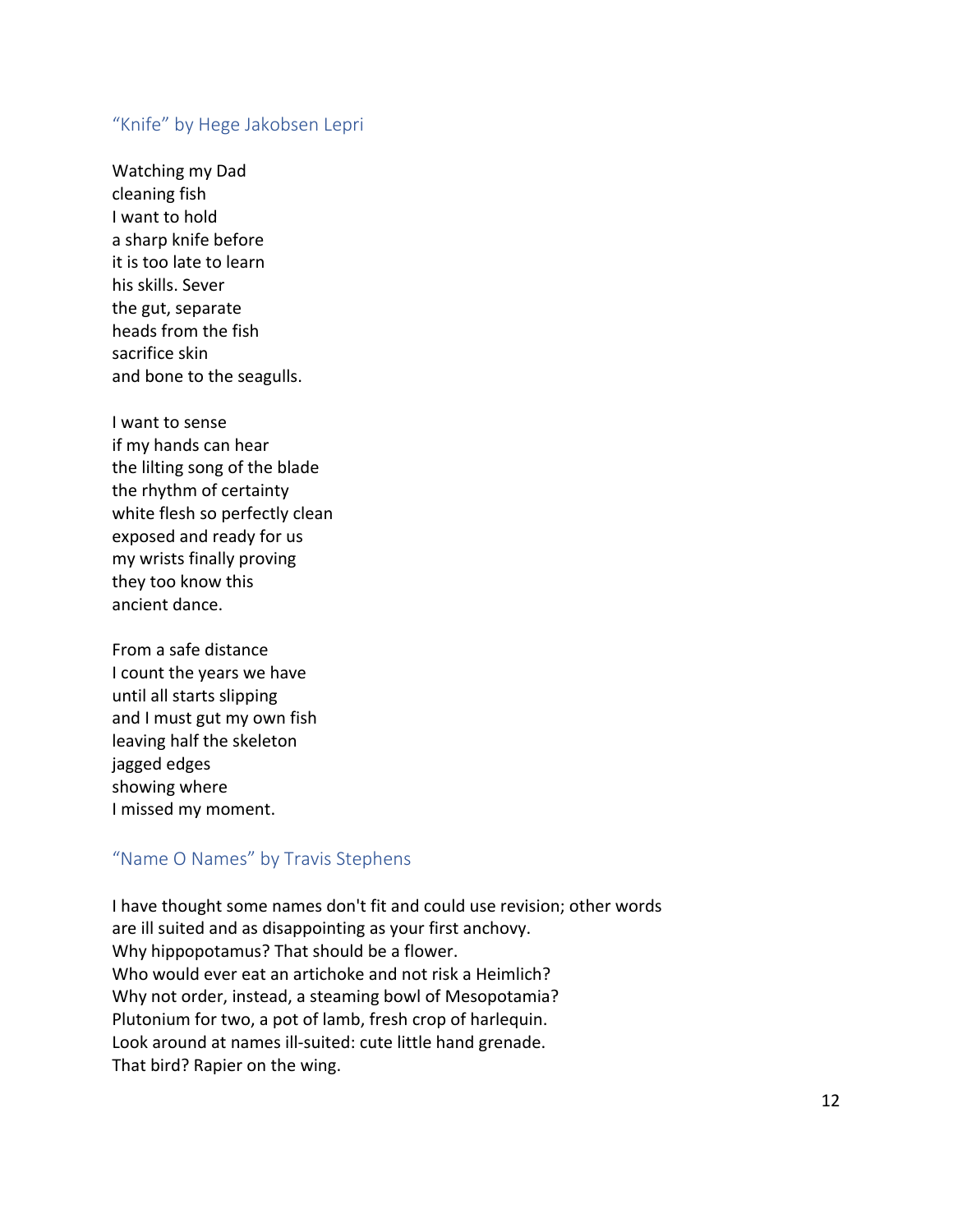## "Knife" by Hege Jakobsen Lepri

Watching my Dad  
cleaning fish  
I want to hold  
a sharp knife before  
it is too late to learn  
his skills. Sever  
the gut, separate  
heads from the fish  
sacrifice skin  
and bone to the seagulls.

I want to sense  
if my hands can hear  
the lilting song of the blade  
the rhythm of certainty  
white flesh so perfectly clean  
exposed and ready for us  
my wrists finally proving  
they too know this  
ancient dance.

From a safe distance  
I count the years we have  
until all starts slipping  
and I must gut my own fish  
leaving half the skeleton  
jagged edges  
showing where  
I missed my moment.

## "Name O Names" by Travis Stephens

I have thought some names don't fit and could use revision; other words  
are ill suited and as disappointing as your first anchovy.  
Why hippopotamus? That should be a flower.  
Who would ever eat an artichoke and not risk a Heimlich?  
Why not order, instead, a steaming bowl of Mesopotamia?  
Plutonium for two, a pot of lamb, fresh crop of harlequin.  
Look around at names ill-suited: cute little hand grenade.  
That bird? Rapier on the wing.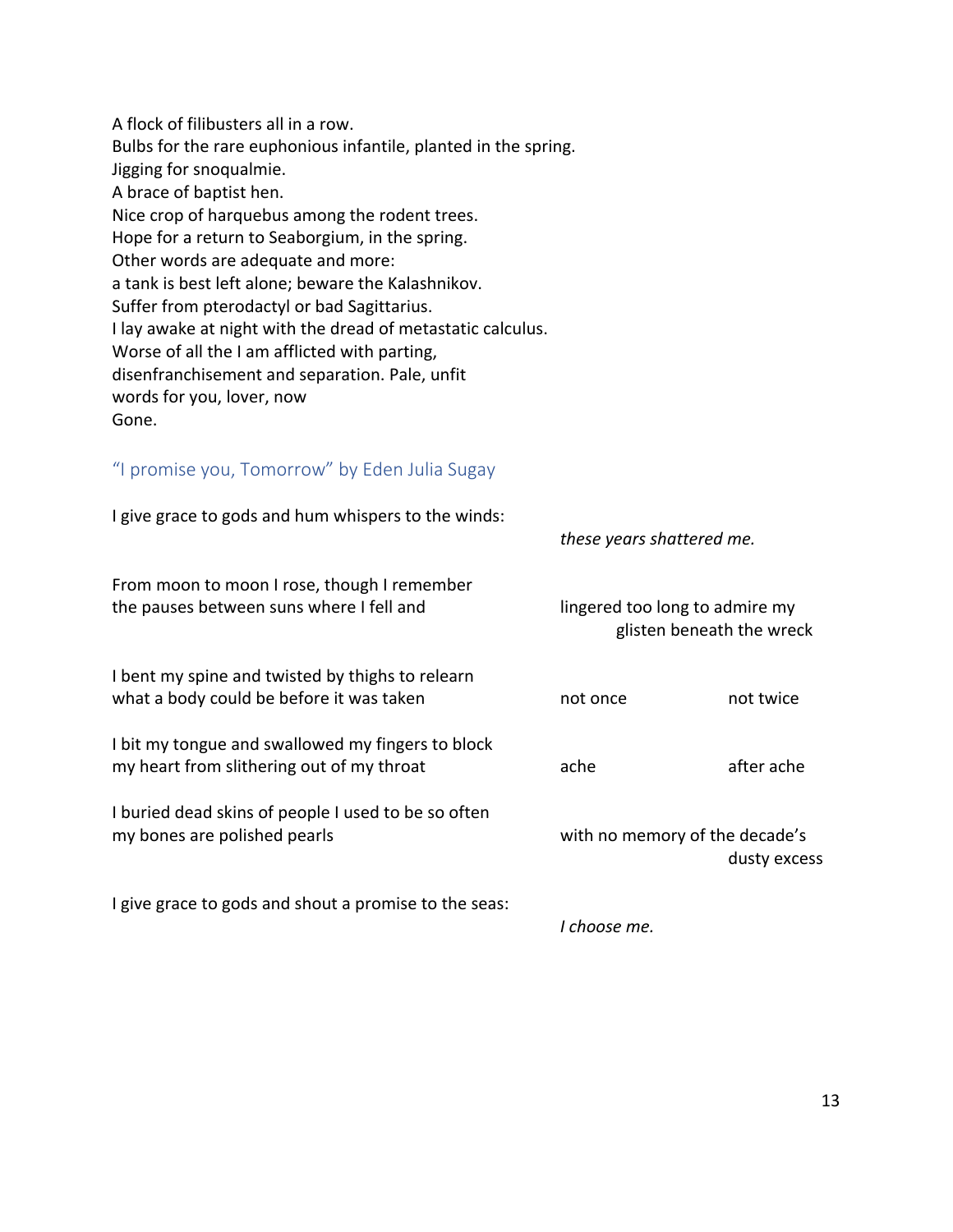A flock of filibusters all in a row.
Bulbs for the rare euphonious infantile, planted in the spring.
Jigging for snoqualmie.
A brace of baptist hen.
Nice crop of harquebus among the rodent trees.
Hope for a return to Seaborgium, in the spring.
Other words are adequate and more:
a tank is best left alone; beware the Kalashnikov.
Suffer from pterodactyl or bad Sagittarius.
I lay awake at night with the dread of metastatic calculus.
Worse of all the I am afflicted with parting,
disenfranchisement and separation. Pale, unfit
words for you, lover, now
Gone.

## "I promise you, Tomorrow" by Eden Julia Sugay

I give grace to gods and hum whispers to the winds:
*these years shattered me.*

From moon to moon I rose, though I remember
the pauses between suns where I fell and
lingered too long to admire my
glisten beneath the wreck

I bent my spine and twisted by thighs to relearn
what a body could be before it was taken
not once not twice

I bit my tongue and swallowed my fingers to block
my heart from slithering out of my throat
ache after ache

I buried dead skins of people I used to be so often
my bones are polished pearls
with no memory of the decade's
dusty excess

I give grace to gods and shout a promise to the seas:
*I choose me.*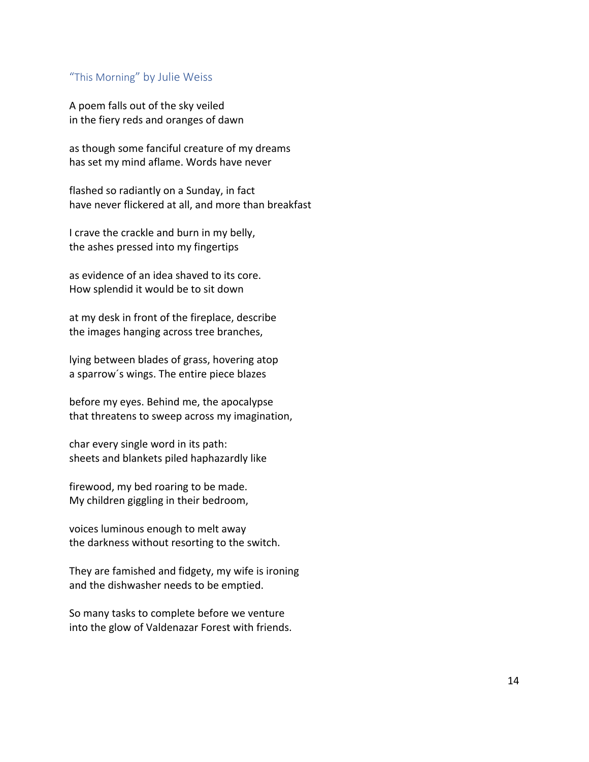### "This Morning" by Julie Weiss

A poem falls out of the sky veiled  
in the fiery reds and oranges of dawn

as though some fanciful creature of my dreams  
has set my mind aflame. Words have never

flashed so radiantly on a Sunday, in fact  
have never flickered at all, and more than breakfast

I crave the crackle and burn in my belly,  
the ashes pressed into my fingertips

as evidence of an idea shaved to its core.  
How splendid it would be to sit down

at my desk in front of the fireplace, describe  
the images hanging across tree branches,

lying between blades of grass, hovering atop  
a sparrow´s wings. The entire piece blazes

before my eyes. Behind me, the apocalypse  
that threatens to sweep across my imagination,

char every single word in its path:  
sheets and blankets piled haphazardly like

firewood, my bed roaring to be made.  
My children giggling in their bedroom,

voices luminous enough to melt away  
the darkness without resorting to the switch.

They are famished and fidgety, my wife is ironing  
and the dishwasher needs to be emptied.

So many tasks to complete before we venture  
into the glow of Valdenazar Forest with friends.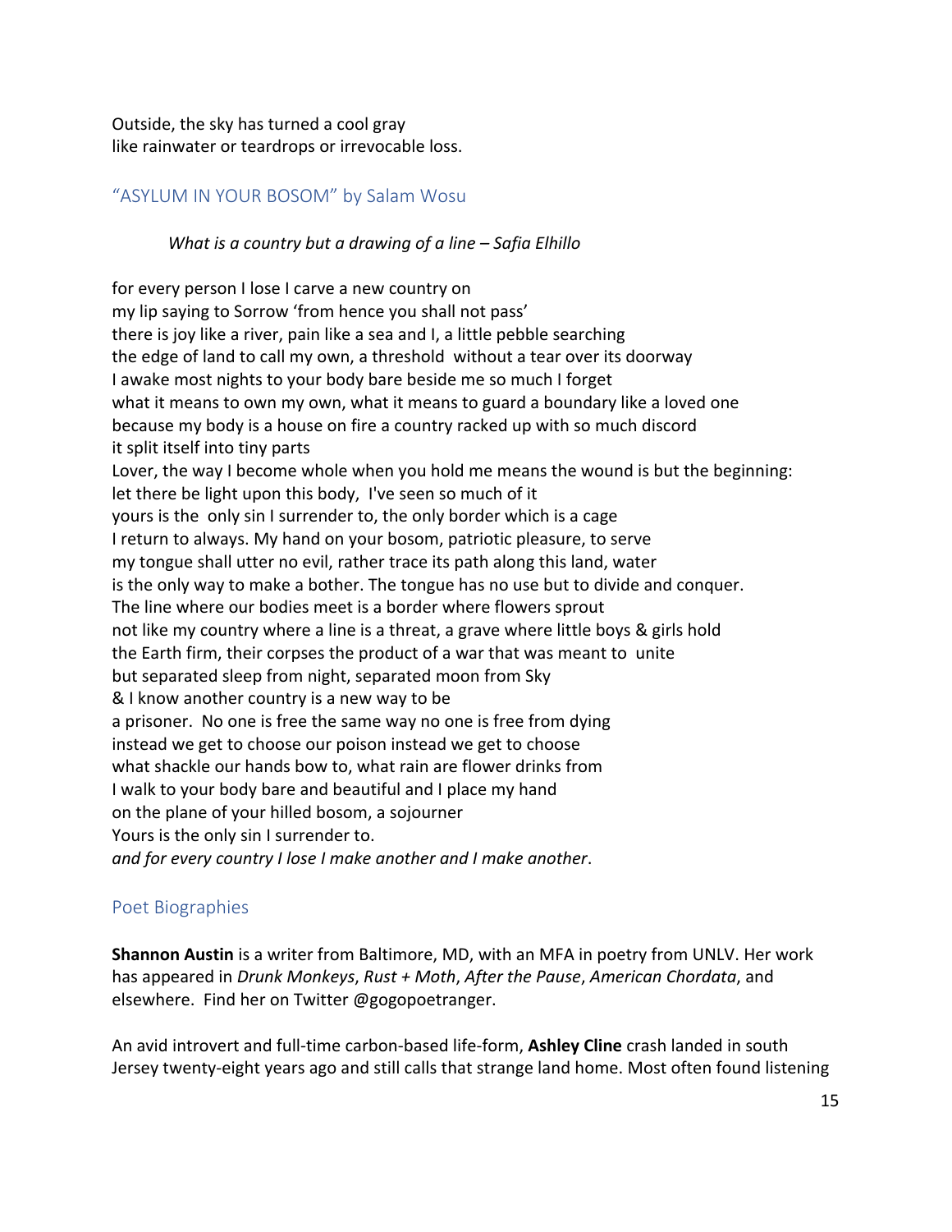Outside, the sky has turned a cool gray
like rainwater or teardrops or irrevocable loss.

## "ASYLUM IN YOUR BOSOM" by Salam Wosu

*What is a country but a drawing of a line – Safia Elhillo*

for every person I lose I carve a new country on
my lip saying to Sorrow 'from hence you shall not pass'
there is joy like a river, pain like a sea and I, a little pebble searching
the edge of land to call my own, a threshold without a tear over its doorway
I awake most nights to your body bare beside me so much I forget
what it means to own my own, what it means to guard a boundary like a loved one
because my body is a house on fire a country racked up with so much discord
it split itself into tiny parts
Lover, the way I become whole when you hold me means the wound is but the beginning:
let there be light upon this body, I've seen so much of it
yours is the only sin I surrender to, the only border which is a cage
I return to always. My hand on your bosom, patriotic pleasure, to serve
my tongue shall utter no evil, rather trace its path along this land, water
is the only way to make a bother. The tongue has no use but to divide and conquer.
The line where our bodies meet is a border where flowers sprout
not like my country where a line is a threat, a grave where little boys & girls hold
the Earth firm, their corpses the product of a war that was meant to unite
but separated sleep from night, separated moon from Sky
& I know another country is a new way to be
a prisoner. No one is free the same way no one is free from dying
instead we get to choose our poison instead we get to choose
what shackle our hands bow to, what rain are flower drinks from
I walk to your body bare and beautiful and I place my hand
on the plane of your hilled bosom, a sojourner
Yours is the only sin I surrender to.
*and for every country I lose I make another and I make another*.

## Poet Biographies

**Shannon Austin** is a writer from Baltimore, MD, with an MFA in poetry from UNLV. Her work has appeared in *Drunk Monkeys*, *Rust + Moth*, *After the Pause*, *American Chordata*, and elsewhere. Find her on Twitter @gogopoetranger.

An avid introvert and full-time carbon-based life-form, **Ashley Cline** crash landed in south Jersey twenty-eight years ago and still calls that strange land home. Most often found listening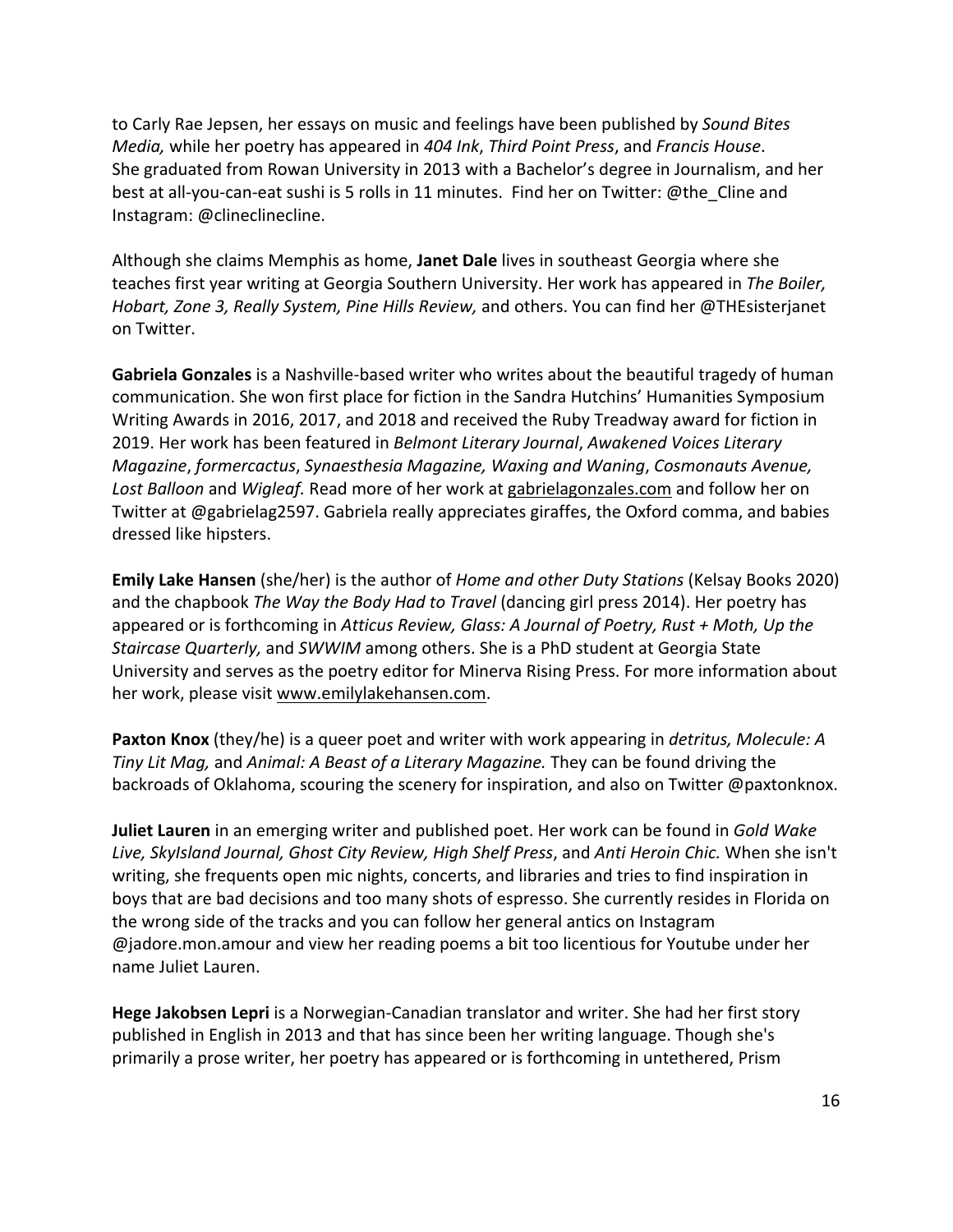to Carly Rae Jepsen, her essays on music and feelings have been published by *Sound Bites Media,* while her poetry has appeared in *404 Ink*, *Third Point Press*, and *Francis House*. She graduated from Rowan University in 2013 with a Bachelor's degree in Journalism, and her best at all-you-can-eat sushi is 5 rolls in 11 minutes. Find her on Twitter: @the_Cline and Instagram: @clineclinecline.

Although she claims Memphis as home, **Janet Dale** lives in southeast Georgia where she teaches first year writing at Georgia Southern University. Her work has appeared in *The Boiler, Hobart, Zone 3, Really System, Pine Hills Review,* and others. You can find her @THEsisterjanet on Twitter.

**Gabriela Gonzales** is a Nashville-based writer who writes about the beautiful tragedy of human communication. She won first place for fiction in the Sandra Hutchins' Humanities Symposium Writing Awards in 2016, 2017, and 2018 and received the Ruby Treadway award for fiction in 2019. Her work has been featured in *Belmont Literary Journal*, *Awakened Voices Literary Magazine*, *formercactus*, *Synaesthesia Magazine, Waxing and Waning*, *Cosmonauts Avenue, Lost Balloon* and *Wigleaf.* Read more of her work at gabrielagonzales.com and follow her on Twitter at @gabrielag2597. Gabriela really appreciates giraffes, the Oxford comma, and babies dressed like hipsters.

**Emily Lake Hansen** (she/her) is the author of *Home and other Duty Stations* (Kelsay Books 2020) and the chapbook *The Way the Body Had to Travel* (dancing girl press 2014). Her poetry has appeared or is forthcoming in *Atticus Review, Glass: A Journal of Poetry, Rust + Moth, Up the Staircase Quarterly,* and *SWWIM* among others. She is a PhD student at Georgia State University and serves as the poetry editor for Minerva Rising Press. For more information about her work, please visit www.emilylakehansen.com.

**Paxton Knox** (they/he) is a queer poet and writer with work appearing in *detritus, Molecule: A Tiny Lit Mag,* and *Animal: A Beast of a Literary Magazine.* They can be found driving the backroads of Oklahoma, scouring the scenery for inspiration, and also on Twitter @paxtonknox.

**Juliet Lauren** in an emerging writer and published poet. Her work can be found in *Gold Wake Live, SkyIsland Journal, Ghost City Review, High Shelf Press*, and *Anti Heroin Chic.* When she isn't writing, she frequents open mic nights, concerts, and libraries and tries to find inspiration in boys that are bad decisions and too many shots of espresso. She currently resides in Florida on the wrong side of the tracks and you can follow her general antics on Instagram @jadore.mon.amour and view her reading poems a bit too licentious for Youtube under her name Juliet Lauren.

**Hege Jakobsen Lepri** is a Norwegian-Canadian translator and writer. She had her first story published in English in 2013 and that has since been her writing language. Though she's primarily a prose writer, her poetry has appeared or is forthcoming in untethered, Prism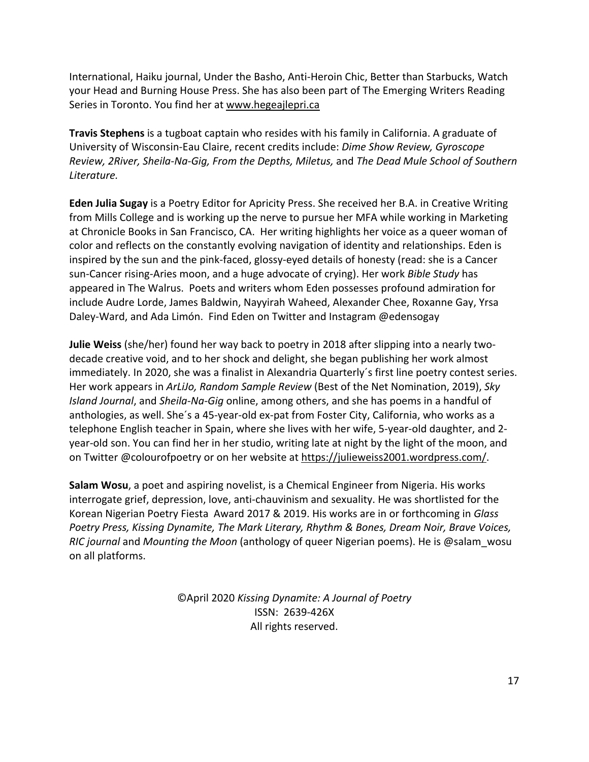International, Haiku journal, Under the Basho, Anti-Heroin Chic, Better than Starbucks, Watch your Head and Burning House Press. She has also been part of The Emerging Writers Reading Series in Toronto. You find her at www.hegeajlepri.ca

**Travis Stephens** is a tugboat captain who resides with his family in California. A graduate of University of Wisconsin-Eau Claire, recent credits include: *Dime Show Review, Gyroscope Review, 2River, Sheila-Na-Gig, From the Depths, Miletus,* and *The Dead Mule School of Southern Literature.*

**Eden Julia Sugay** is a Poetry Editor for Apricity Press. She received her B.A. in Creative Writing from Mills College and is working up the nerve to pursue her MFA while working in Marketing at Chronicle Books in San Francisco, CA. Her writing highlights her voice as a queer woman of color and reflects on the constantly evolving navigation of identity and relationships. Eden is inspired by the sun and the pink-faced, glossy-eyed details of honesty (read: she is a Cancer sun-Cancer rising-Aries moon, and a huge advocate of crying). Her work *Bible Study* has appeared in The Walrus. Poets and writers whom Eden possesses profound admiration for include Audre Lorde, James Baldwin, Nayyirah Waheed, Alexander Chee, Roxanne Gay, Yrsa Daley-Ward, and Ada Limón. Find Eden on Twitter and Instagram @edensogay

**Julie Weiss** (she/her) found her way back to poetry in 2018 after slipping into a nearly two-decade creative void, and to her shock and delight, she began publishing her work almost immediately. In 2020, she was a finalist in Alexandria Quarterly´s first line poetry contest series. Her work appears in *ArLiJo, Random Sample Review* (Best of the Net Nomination, 2019), *Sky Island Journal*, and *Sheila-Na-Gig* online, among others, and she has poems in a handful of anthologies, as well. She´s a 45-year-old ex-pat from Foster City, California, who works as a telephone English teacher in Spain, where she lives with her wife, 5-year-old daughter, and 2-year-old son. You can find her in her studio, writing late at night by the light of the moon, and on Twitter @colourofpoetry or on her website at https://julieweiss2001.wordpress.com/.

**Salam Wosu**, a poet and aspiring novelist, is a Chemical Engineer from Nigeria. His works interrogate grief, depression, love, anti-chauvinism and sexuality. He was shortlisted for the Korean Nigerian Poetry Fiesta Award 2017 & 2019. His works are in or forthcoming in *Glass Poetry Press, Kissing Dynamite, The Mark Literary, Rhythm & Bones, Dream Noir, Brave Voices, RIC journal* and *Mounting the Moon* (anthology of queer Nigerian poems). He is @salam_wosu on all platforms.

©April 2020 *Kissing Dynamite: A Journal of Poetry*
ISSN: 2639-426X
All rights reserved.